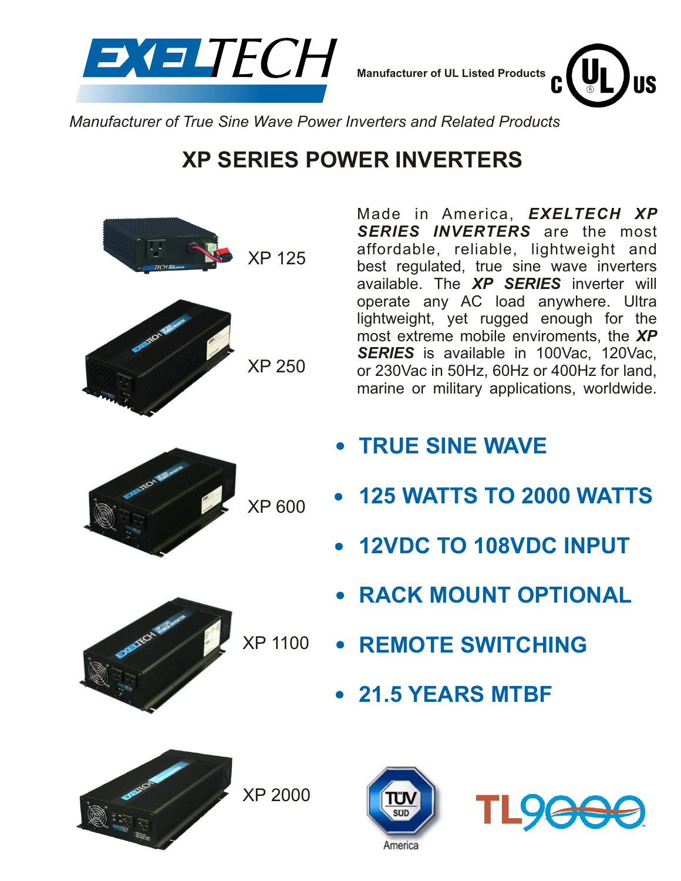EXELTECH

Manufacturer of UL Listed Products

*Manufacturer of True Sine Wave Power Inverters and Related Products*

# XP SERIES POWER INVERTERS

XP 125

XP 250

XP 600

XP 1100

XP 2000

Made in America, ***EXELTECH XP SERIES INVERTERS*** are the most affordable, reliable, lightweight and best regulated, true sine wave inverters available. The ***XP SERIES*** inverter will operate any AC load anywhere. Ultra lightweight, yet rugged enough for the most extreme mobile enviroments, the ***XP SERIES*** is available in 100Vac, 120Vac, or 230Vac in 50Hz, 60Hz or 400Hz for land, marine or military applications, worldwide.

- **TRUE SINE WAVE**
- **125 WATTS TO 2000 WATTS**
- **12VDC TO 108VDC INPUT**
- **RACK MOUNT OPTIONAL**
- **REMOTE SWITCHING**
- **21.5 YEARS MTBF**

TÜV SÜD America

TL9000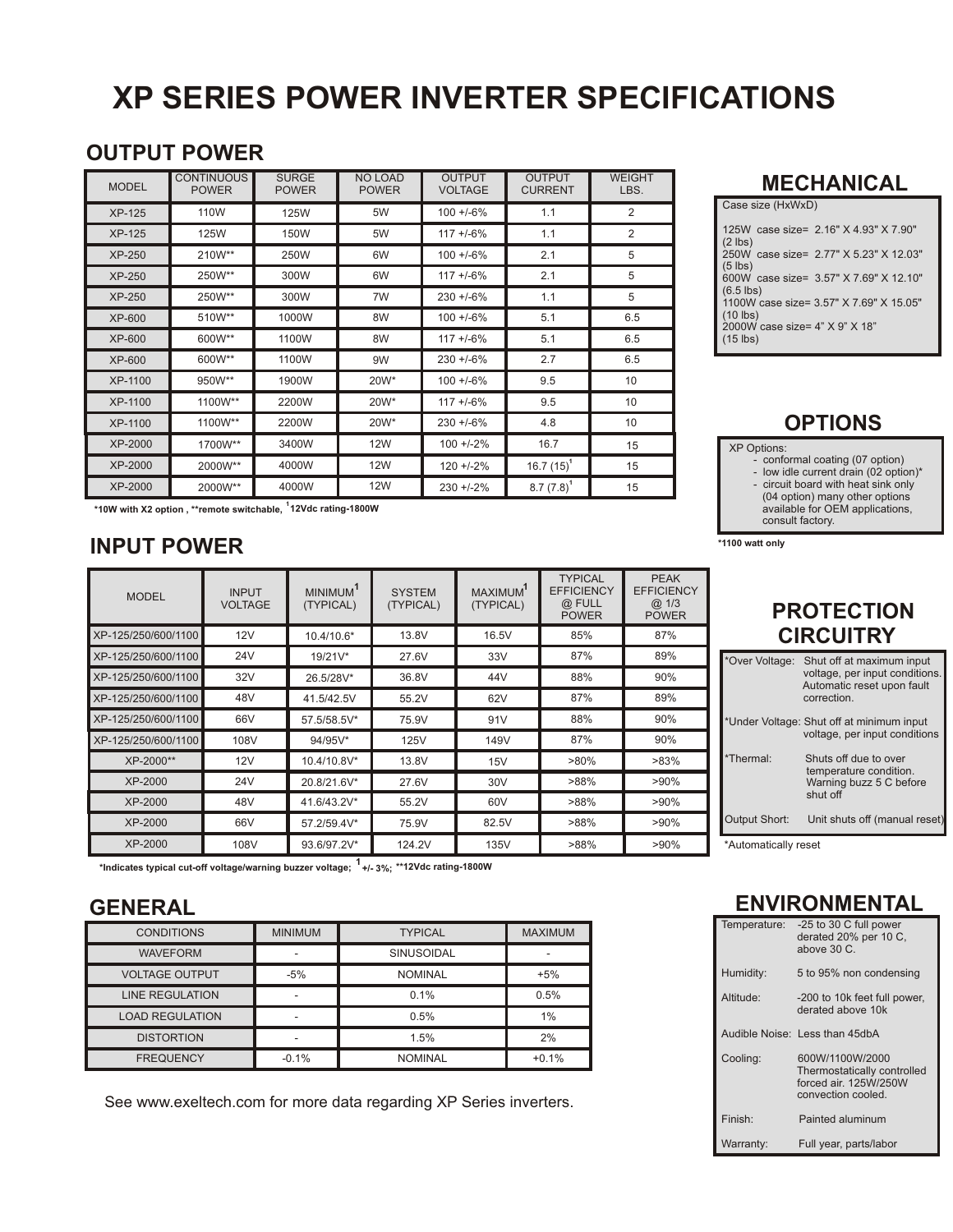# XP SERIES POWER INVERTER SPECIFICATIONS

## OUTPUT POWER

| MODEL | CONTINUOUS POWER | SURGE POWER | NO LOAD POWER | OUTPUT VOLTAGE | OUTPUT CURRENT | WEIGHT LBS. |
|---|---|---|---|---|---|---|
| XP-125 | 110W | 125W | 5W | 100 +/-6% | 1.1 | 2 |
| XP-125 | 125W | 150W | 5W | 117 +/-6% | 1.1 | 2 |
| XP-250 | 210W** | 250W | 6W | 100 +/-6% | 2.1 | 5 |
| XP-250 | 250W** | 300W | 6W | 117 +/-6% | 2.1 | 5 |
| XP-250 | 250W** | 300W | 7W | 230 +/-6% | 1.1 | 5 |
| XP-600 | 510W** | 1000W | 8W | 100 +/-6% | 5.1 | 6.5 |
| XP-600 | 600W** | 1100W | 8W | 117 +/-6% | 5.1 | 6.5 |
| XP-600 | 600W** | 1100W | 9W | 230 +/-6% | 2.7 | 6.5 |
| XP-1100 | 950W** | 1900W | 20W* | 100 +/-6% | 9.5 | 10 |
| XP-1100 | 1100W** | 2200W | 20W* | 117 +/-6% | 9.5 | 10 |
| XP-1100 | 1100W** | 2200W | 20W* | 230 +/-6% | 4.8 | 10 |
| XP-2000 | 1700W** | 3400W | 12W | 100 +/-2% | 16.7 | 15 |
| XP-2000 | 2000W** | 4000W | 12W | 120 +/-2% | 16.7 (15)[1] | 15 |
| XP-2000 | 2000W** | 4000W | 12W | 230 +/-2% | 8.7 (7.8)[1] | 15 |

**\*10W with X2 option , \*\*remote switchable, [1]12Vdc rating-1800W**

## INPUT POWER

| MODEL | INPUT VOLTAGE | MINIMUM[1] (TYPICAL) | SYSTEM (TYPICAL) | MAXIMUM[1] (TYPICAL) | TYPICAL EFFICIENCY @ FULL POWER | PEAK EFFICIENCY @ 1/3 POWER |
|---|---|---|---|---|---|---|
| XP-125/250/600/1100 | 12V | 10.4/10.6* | 13.8V | 16.5V | 85% | 87% |
| XP-125/250/600/1100 | 24V | 19/21V* | 27.6V | 33V | 87% | 89% |
| XP-125/250/600/1100 | 32V | 26.5/28V* | 36.8V | 44V | 88% | 90% |
| XP-125/250/600/1100 | 48V | 41.5/42.5V | 55.2V | 62V | 87% | 89% |
| XP-125/250/600/1100 | 66V | 57.5/58.5V* | 75.9V | 91V | 88% | 90% |
| XP-125/250/600/1100 | 108V | 94/95V* | 125V | 149V | 87% | 90% |
| XP-2000** | 12V | 10.4/10.8V* | 13.8V | 15V | >80% | >83% |
| XP-2000 | 24V | 20.8/21.6V* | 27.6V | 30V | >88% | >90% |
| XP-2000 | 48V | 41.6/43.2V* | 55.2V | 60V | >88% | >90% |
| XP-2000 | 66V | 57.2/59.4V* | 75.9V | 82.5V | >88% | >90% |
| XP-2000 | 108V | 93.6/97.2V* | 124.2V | 135V | >88% | >90% |

**\*Indicates typical cut-off voltage/warning buzzer voltage; [1]+/- 3%; \*\*12Vdc rating-1800W**

## GENERAL

| CONDITIONS | MINIMUM | TYPICAL | MAXIMUM |
|---|---|---|---|
| WAVEFORM | - | SINUSOIDAL | - |
| VOLTAGE OUTPUT | -5% | NOMINAL | +5% |
| LINE REGULATION | - | 0.1% | 0.5% |
| LOAD REGULATION | - | 0.5% | 1% |
| DISTORTION | - | 1.5% | 2% |
| FREQUENCY | -0.1% | NOMINAL | +0.1% |

See www.exeltech.com for more data regarding XP Series inverters.

## MECHANICAL

Case size (HxWxD)

125W case size= 2.16" X 4.93" X 7.90" (2 lbs)
250W case size= 2.77" X 5.23" X 12.03" (5 lbs)
600W case size= 3.57" X 7.69" X 12.10" (6.5 lbs)
1100W case size= 3.57" X 7.69" X 15.05" (10 lbs)
2000W case size= 4" X 9" X 18" (15 lbs)

## OPTIONS

XP Options:
- conformal coating (07 option)
- low idle current drain (02 option)*
- circuit board with heat sink only (04 option) many other options available for OEM applications, consult factory.

**\*1100 watt only**

## PROTECTION CIRCUITRY

| | |
|---|---|
| *Over Voltage: | Shut off at maximum input voltage, per input conditions. Automatic reset upon fault correction. |
| *Under Voltage: | Shut off at minimum input voltage, per input conditions |
| *Thermal: | Shuts off due to over temperature condition. Warning buzz 5 C before shut off |
| Output Short: | Unit shuts off (manual reset) |

*Automatically reset

## ENVIRONMENTAL

| | |
|---|---|
| Temperature: | -25 to 30 C full power derated 20% per 10 C, above 30 C. |
| Humidity: | 5 to 95% non condensing |
| Altitude: | -200 to 10k feet full power, derated above 10k |
| Audible Noise: | Less than 45dbA |
| Cooling: | 600W/1100W/2000 Thermostatically controlled forced air. 125W/250W convection cooled. |
| Finish: | Painted aluminum |
| Warranty: | Full year, parts/labor |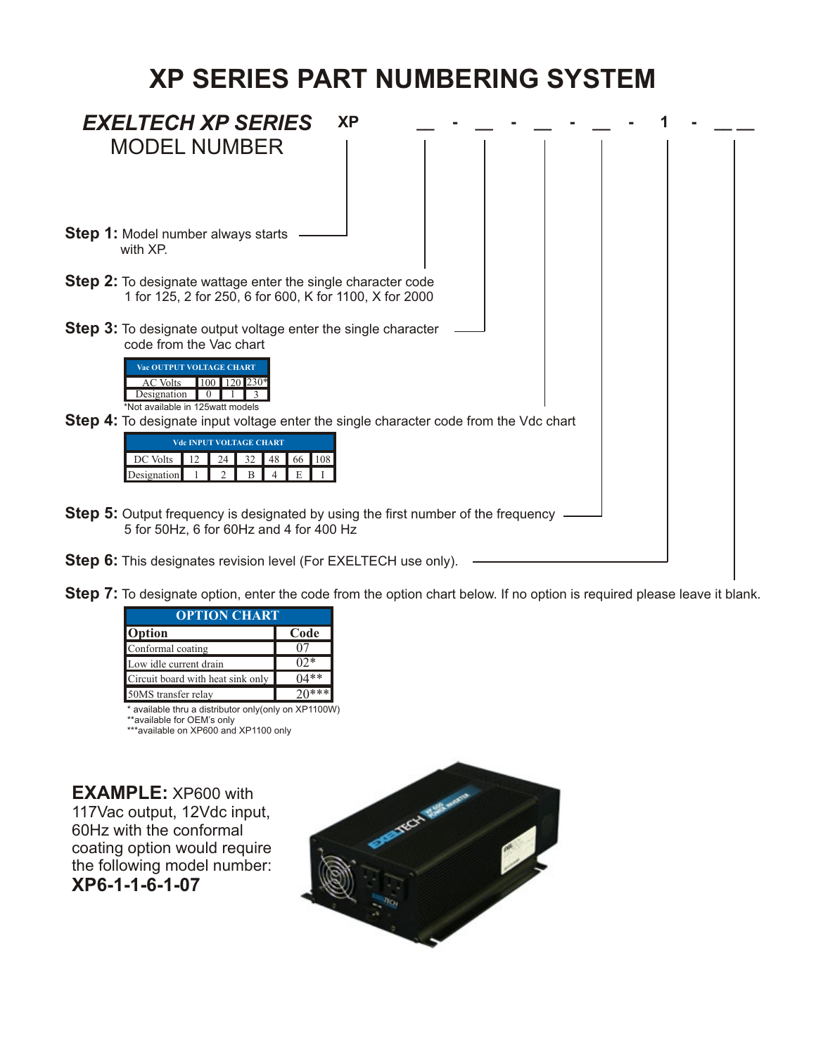# XP SERIES PART NUMBERING SYSTEM

***EXELTECH XP SERIES*** **XP** __ - __ - __ - __ - 1 - __ __

MODEL NUMBER

**Step 1:** Model number always starts with XP.

**Step 2:** To designate wattage enter the single character code 1 for 125, 2 for 250, 6 for 600, K for 1100, X for 2000

**Step 3:** To designate output voltage enter the single character code from the Vac chart

| Vac OUTPUT VOLTAGE CHART | | | |
|---|---|---|---|
| AC Volts | 100 | 120 | 230* |
| Designation | 0 | 1 | 3 |

*Not available in 125watt models

**Step 4:** To designate input voltage enter the single character code from the Vdc chart

| Vdc INPUT VOLTAGE CHART | | | | | | |
|---|---|---|---|---|---|---|
| DC Volts | 12 | 24 | 32 | 48 | 66 | 108 |
| Designation | 1 | 2 | B | 4 | E | I |

**Step 5:** Output frequency is designated by using the first number of the frequency 5 for 50Hz, 6 for 60Hz and 4 for 400 Hz

**Step 6:** This designates revision level (For EXELTECH use only).

**Step 7:** To designate option, enter the code from the option chart below. If no option is required please leave it blank.

| OPTION CHART | |
|---|---|
| **Option** | **Code** |
| Conformal coating | 07 |
| Low idle current drain | 02* |
| Circuit board with heat sink only | 04** |
| 50MS transfer relay | 20*** |

\* available thru a distributor only(only on XP1100W)
\*\*available for OEM's only
\*\*\*available on XP600 and XP1100 only

**EXAMPLE:** XP600 with 117Vac output, 12Vdc input, 60Hz with the conformal coating option would require the following model number:
**XP6-1-1-6-1-07**